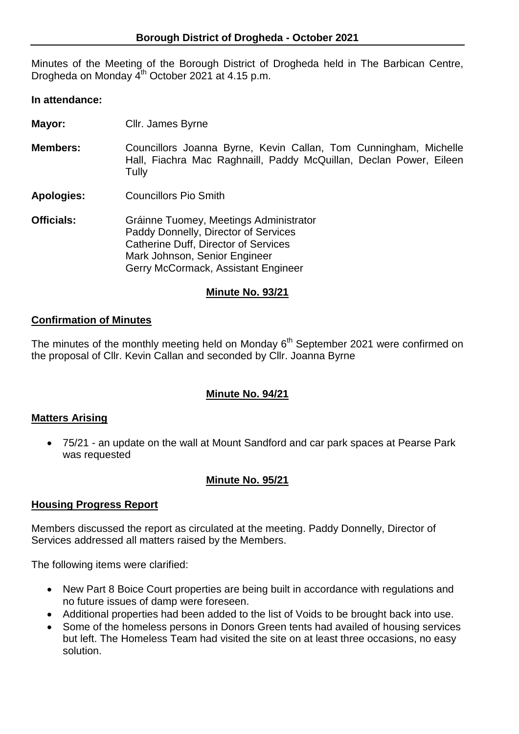## Borough District of Drogheda - October 2021

Minutes of the Meeting of the Borough District of Drogheda held in The Barbican Centre, Drogheda on Monday 4th October 2021 at 4.15 p.m.

**In attendance:**

**Mayor:** Cllr. James Byrne

**Members:** Councillors Joanna Byrne, Kevin Callan, Tom Cunningham, Michelle Hall, Fiachra Mac Raghnaill, Paddy McQuillan, Declan Power, Eileen Tully

**Apologies:** Councillors Pio Smith

**Officials:** Gráinne Tuomey, Meetings Administrator
Paddy Donnelly, Director of Services
Catherine Duff, Director of Services
Mark Johnson, Senior Engineer
Gerry McCormack, Assistant Engineer

**Minute No. 93/21**

**Confirmation of Minutes**

The minutes of the monthly meeting held on Monday 6th September 2021 were confirmed on the proposal of Cllr. Kevin Callan and seconded by Cllr. Joanna Byrne

**Minute No. 94/21**

**Matters Arising**

- 75/21 - an update on the wall at Mount Sandford and car park spaces at Pearse Park was requested

**Minute No. 95/21**

**Housing Progress Report**

Members discussed the report as circulated at the meeting. Paddy Donnelly, Director of Services addressed all matters raised by the Members.

The following items were clarified:

- New Part 8 Boice Court properties are being built in accordance with regulations and no future issues of damp were foreseen.
- Additional properties had been added to the list of Voids to be brought back into use.
- Some of the homeless persons in Donors Green tents had availed of housing services but left. The Homeless Team had visited the site on at least three occasions, no easy solution.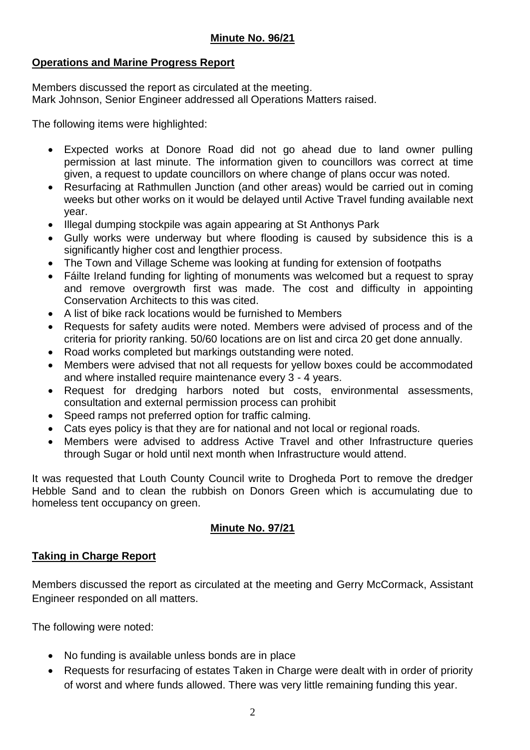## Minute No. 96/21

### Operations and Marine Progress Report

Members discussed the report as circulated at the meeting.
Mark Johnson, Senior Engineer addressed all Operations Matters raised.

The following items were highlighted:

- Expected works at Donore Road did not go ahead due to land owner pulling permission at last minute. The information given to councillors was correct at time given, a request to update councillors on where change of plans occur was noted.
- Resurfacing at Rathmullen Junction (and other areas) would be carried out in coming weeks but other works on it would be delayed until Active Travel funding available next year.
- Illegal dumping stockpile was again appearing at St Anthonys Park
- Gully works were underway but where flooding is caused by subsidence this is a significantly higher cost and lengthier process.
- The Town and Village Scheme was looking at funding for extension of footpaths
- Fáilte Ireland funding for lighting of monuments was welcomed but a request to spray and remove overgrowth first was made. The cost and difficulty in appointing Conservation Architects to this was cited.
- A list of bike rack locations would be furnished to Members
- Requests for safety audits were noted. Members were advised of process and of the criteria for priority ranking. 50/60 locations are on list and circa 20 get done annually.
- Road works completed but markings outstanding were noted.
- Members were advised that not all requests for yellow boxes could be accommodated and where installed require maintenance every 3 - 4 years.
- Request for dredging harbors noted but costs, environmental assessments, consultation and external permission process can prohibit
- Speed ramps not preferred option for traffic calming.
- Cats eyes policy is that they are for national and not local or regional roads.
- Members were advised to address Active Travel and other Infrastructure queries through Sugar or hold until next month when Infrastructure would attend.

It was requested that Louth County Council write to Drogheda Port to remove the dredger Hebble Sand and to clean the rubbish on Donors Green which is accumulating due to homeless tent occupancy on green.

## Minute No. 97/21

### Taking in Charge Report

Members discussed the report as circulated at the meeting and Gerry McCormack, Assistant Engineer responded on all matters.

The following were noted:

- No funding is available unless bonds are in place
- Requests for resurfacing of estates Taken in Charge were dealt with in order of priority of worst and where funds allowed. There was very little remaining funding this year.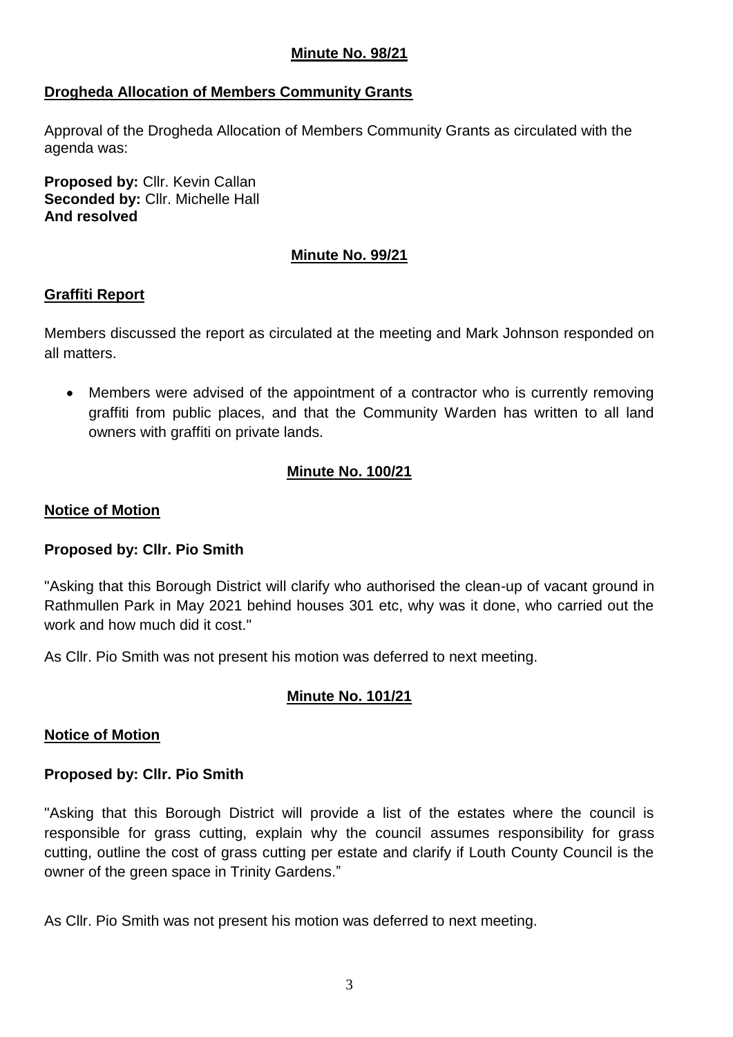**Minute No. 98/21**

**Drogheda Allocation of Members Community Grants**

Approval of the Drogheda Allocation of Members Community Grants as circulated with the agenda was:

**Proposed by:** Cllr. Kevin Callan
**Seconded by:** Cllr. Michelle Hall
**And resolved**

**Minute No. 99/21**

**Graffiti Report**

Members discussed the report as circulated at the meeting and Mark Johnson responded on all matters.

- Members were advised of the appointment of a contractor who is currently removing graffiti from public places, and that the Community Warden has written to all land owners with graffiti on private lands.

**Minute No. 100/21**

**Notice of Motion**

**Proposed by: Cllr. Pio Smith**

"Asking that this Borough District will clarify who authorised the clean-up of vacant ground in Rathmullen Park in May 2021 behind houses 301 etc, why was it done, who carried out the work and how much did it cost."

As Cllr. Pio Smith was not present his motion was deferred to next meeting.

**Minute No. 101/21**

**Notice of Motion**

**Proposed by: Cllr. Pio Smith**

"Asking that this Borough District will provide a list of the estates where the council is responsible for grass cutting, explain why the council assumes responsibility for grass cutting, outline the cost of grass cutting per estate and clarify if Louth County Council is the owner of the green space in Trinity Gardens."

As Cllr. Pio Smith was not present his motion was deferred to next meeting.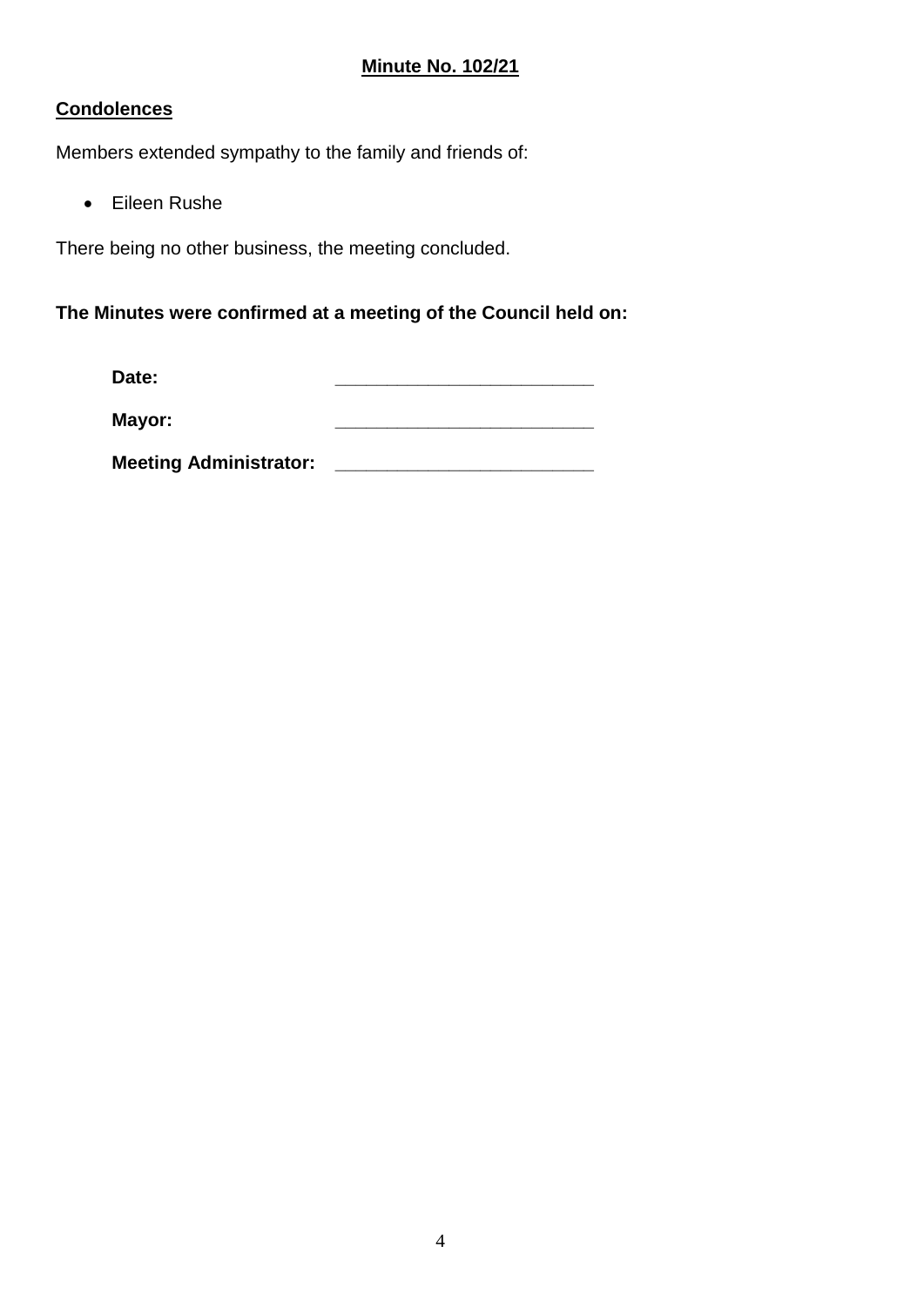**Minute No. 102/21**

**Condolences**

Members extended sympathy to the family and friends of:

- Eileen Rushe

There being no other business, the meeting concluded.

**The Minutes were confirmed at a meeting of the Council held on:**

**Date:** ________________________

**Mayor:** ________________________

**Meeting Administrator:** ________________________